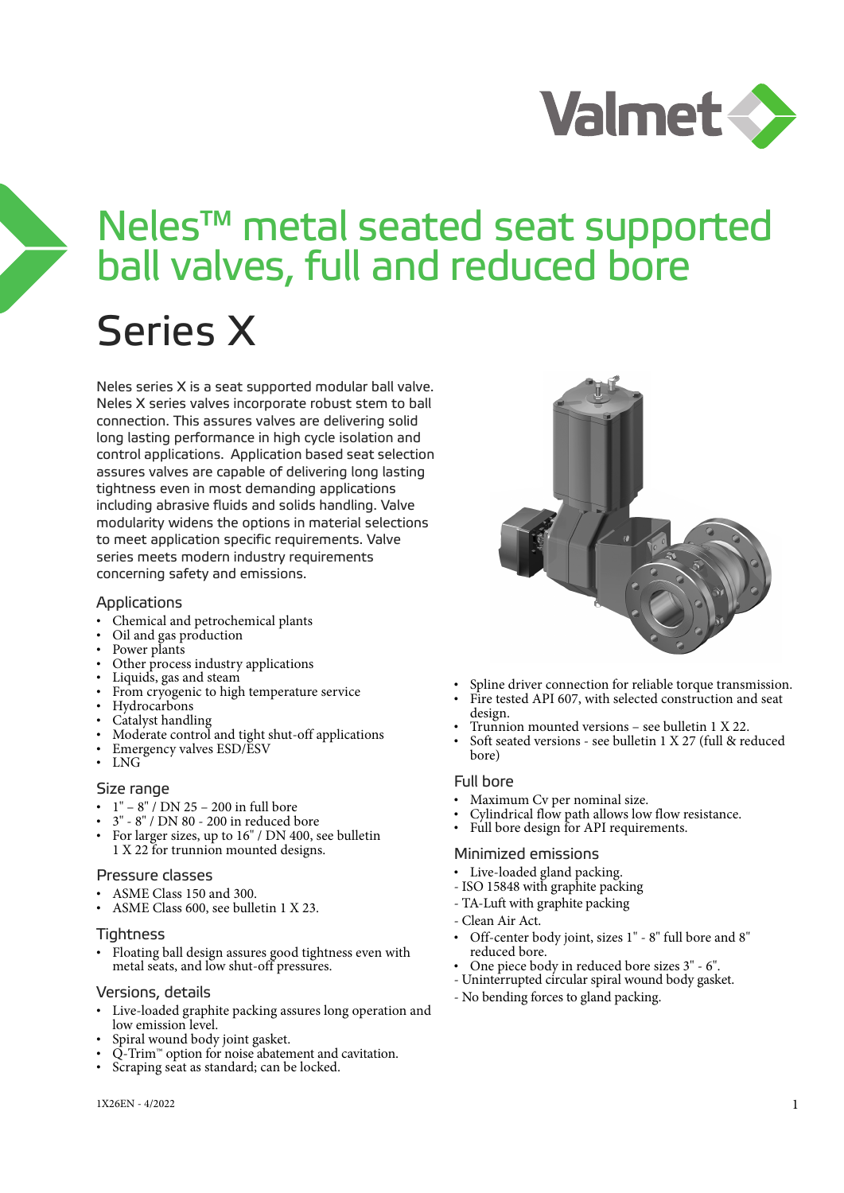# Neles™ metal seated seat supported ball valves, full and reduced bore

# Series X

Neles series X is a seat supported modular ball valve. Neles X series valves incorporate robust stem to ball connection. This assures valves are delivering solid long lasting performance in high cycle isolation and control applications. Application based seat selection assures valves are capable of delivering long lasting tightness even in most demanding applications including abrasive fluids and solids handling. Valve modularity widens the options in material selections to meet application specific requirements. Valve series meets modern industry requirements concerning safety and emissions.

## Applications

- Chemical and petrochemical plants
- Oil and gas production
- Power plants
- Other process industry applications
- Liquids, gas and steam
- From cryogenic to high temperature service
- Hydrocarbons
- Catalyst handling
- Moderate control and tight shut-off applications
- Emergency valves ESD/ESV
- LNG

## Size range

- 1" – 8" / DN 25 – 200 in full bore
- 3" - 8" / DN 80 - 200 in reduced bore
- For larger sizes, up to 16" / DN 400, see bulletin 1 X 22 for trunnion mounted designs.

## Pressure classes

- ASME Class 150 and 300.
- ASME Class 600, see bulletin 1 X 23.

## Tightness

- Floating ball design assures good tightness even with metal seats, and low shut-off pressures.

## Versions, details

- Live-loaded graphite packing assures long operation and low emission level.
- Spiral wound body joint gasket.
- Q-Trim™ option for noise abatement and cavitation.
- Scraping seat as standard; can be locked.
- Spline driver connection for reliable torque transmission.
- Fire tested API 607, with selected construction and seat design.
- Trunnion mounted versions – see bulletin 1 X 22.
- Soft seated versions - see bulletin 1 X 27 (full & reduced bore)

## Full bore

- Maximum Cv per nominal size.
- Cylindrical flow path allows low flow resistance.
- Full bore design for API requirements.

## Minimized emissions

- Live-loaded gland packing.
  - ISO 15848 with graphite packing
  - TA-Luft with graphite packing
  - Clean Air Act.
- Off-center body joint, sizes 1" - 8" full bore and 8" reduced bore.
- One piece body in reduced bore sizes 3" - 6".
  - Uninterrupted circular spiral wound body gasket.
  - No bending forces to gland packing.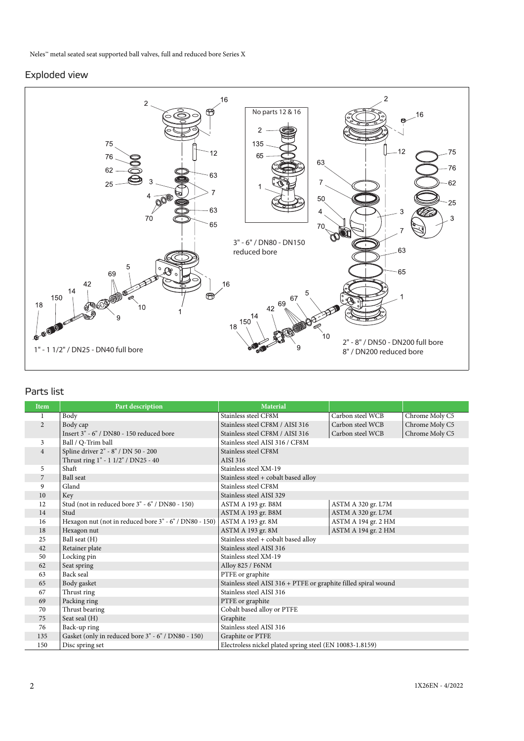## Exploded view

No parts 12 & 16

3" - 6" / DN80 - DN150 reduced bore

1" - 1 1/2" / DN25 - DN40 full bore

2" - 8" / DN50 - DN200 full bore
8" / DN200 reduced bore

## Parts list

| Item | Part description | Material | | |
|---|---|---|---|---|
| 1 | Body | Stainless steel CF8M | Carbon steel WCB | Chrome Moly C5 |
| 2 | Body cap | Stainless steel CF8M / AISI 316 | Carbon steel WCB | Chrome Moly C5 |
| | Insert 3" - 6" / DN80 - 150 reduced bore | Stainless steel CF8M / AISI 316 | Carbon steel WCB | Chrome Moly C5 |
| 3 | Ball / Q-Trim ball | Stainless steel AISI 316 / CF8M | | |
| 4 | Spline driver 2" - 8" / DN 50 - 200 | Stainless steel CF8M | | |
| | Thrust ring 1" - 1 1/2" / DN25 - 40 | AISI 316 | | |
| 5 | Shaft | Stainless steel XM-19 | | |
| 7 | Ball seat | Stainless steel + cobalt based alloy | | |
| 9 | Gland | Stainless steel CF8M | | |
| 10 | Key | Stainless steel AISI 329 | | |
| 12 | Stud (not in reduced bore 3" - 6" / DN80 - 150) | ASTM A 193 gr. B8M | ASTM A 320 gr. L7M | |
| 14 | Stud | ASTM A 193 gr. B8M | ASTM A 320 gr. L7M | |
| 16 | Hexagon nut (not in reduced bore 3" - 6" / DN80 - 150) | ASTM A 193 gr. 8M | ASTM A 194 gr. 2 HM | |
| 18 | Hexagon nut | ASTM A 193 gr. 8M | ASTM A 194 gr. 2 HM | |
| 25 | Ball seat (H) | Stainless steel + cobalt based alloy | | |
| 42 | Retainer plate | Stainless steel AISI 316 | | |
| 50 | Locking pin | Stainless steel XM-19 | | |
| 62 | Seat spring | Alloy 825 / F6NM | | |
| 63 | Back seal | PTFE or graphite | | |
| 65 | Body gasket | Stainless steel AISI 316 + PTFE or graphite filled spiral wound | | |
| 67 | Thrust ring | Stainless steel AISI 316 | | |
| 69 | Packing ring | PTFE or graphite | | |
| 70 | Thrust bearing | Cobalt based alloy or PTFE | | |
| 75 | Seat seal (H) | Graphite | | |
| 76 | Back-up ring | Stainless steel AISI 316 | | |
| 135 | Gasket (only in reduced bore 3" - 6" / DN80 - 150) | Graphite or PTFE | | |
| 150 | Disc spring set | Electroless nickel plated spring steel (EN 10083-1.8159) | | |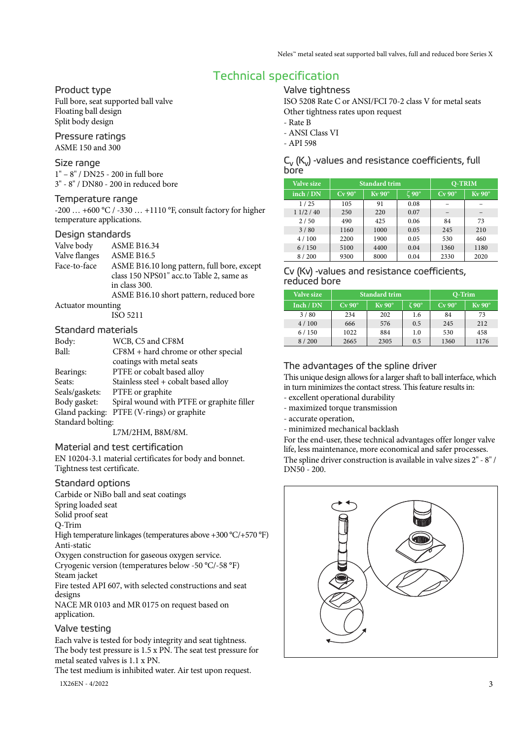# Technical specification

## Product type

Full bore, seat supported ball valve
Floating ball design
Split body design

## Pressure ratings

ASME 150 and 300

## Size range

1" – 8" / DN25 - 200 in full bore
3" - 8" / DN80 - 200 in reduced bore

## Temperature range

-200 … +600 °C / -330 … +1110 °F, consult factory for higher temperature applications.

## Design standards

Valve body ASME B16.34
Valve flanges ASME B16.5
Face-to-face ASME B16.10 long pattern, full bore, except class 150 NPS01" acc.to Table 2, same as in class 300.
ASME B16.10 short pattern, reduced bore
Actuator mounting
ISO 5211

## Standard materials

Body: WCB, C5 and CF8M
Ball: CF8M + hard chrome or other special coatings with metal seats
Bearings: PTFE or cobalt based alloy
Seats: Stainless steel + cobalt based alloy
Seals/gaskets: PTFE or graphite
Body gasket: Spiral wound with PTFE or graphite filler
Gland packing: PTFE (V-rings) or graphite
Standard bolting:
L7M/2HM, B8M/8M.

## Material and test certification

EN 10204-3.1 material certificates for body and bonnet.
Tightness test certificate.

## Standard options

Carbide or NiBo ball and seat coatings
Spring loaded seat
Solid proof seat
Q-Trim
High temperature linkages (temperatures above +300 °C/+570 °F)
Anti-static
Oxygen construction for gaseous oxygen service.
Cryogenic version (temperatures below -50 °C/-58 °F)
Steam jacket
Fire tested API 607, with selected constructions and seat designs
NACE MR 0103 and MR 0175 on request based on application.

## Valve testing

Each valve is tested for body integrity and seat tightness.
The body test pressure is 1.5 x PN. The seat test pressure for metal seated valves is 1.1 x PN.
The test medium is inhibited water. Air test upon request.

## Valve tightness

ISO 5208 Rate C or ANSI/FCI 70-2 class V for metal seats
Other tightness rates upon request
- Rate B
- ANSI Class VI
- API 598

## $C_v$ ($K_v$) -values and resistance coefficients, full bore

| Valve size | Standard trim | | | Q-TRIM | |
|---|---|---|---|---|---|
| inch / DN | Cv 90° | Kv 90° | ζ 90° | Cv 90° | Kv 90° |
| 1 / 25 | 105 | 91 | 0.08 | – | – |
| 1 1/2 / 40 | 250 | 220 | 0.07 | – | – |
| 2 / 50 | 490 | 425 | 0.06 | 84 | 73 |
| 3 / 80 | 1160 | 1000 | 0.05 | 245 | 210 |
| 4 / 100 | 2200 | 1900 | 0.05 | 530 | 460 |
| 6 / 150 | 5100 | 4400 | 0.04 | 1360 | 1180 |
| 8 / 200 | 9300 | 8000 | 0.04 | 2330 | 2020 |

## Cv (Kv) -values and resistance coefficients, reduced bore

| Valve size | Standard trim | | | Q-Trim | |
|---|---|---|---|---|---|
| Inch / DN | Cv 90° | Kv 90° | ζ 90° | Cv 90° | Kv 90° |
| 3 / 80 | 234 | 202 | 1.6 | 84 | 73 |
| 4 / 100 | 666 | 576 | 0.5 | 245 | 212 |
| 6 / 150 | 1022 | 884 | 1.0 | 530 | 458 |
| 8 / 200 | 2665 | 2305 | 0.5 | 1360 | 1176 |

## The advantages of the spline driver

This unique design allows for a larger shaft to ball interface, which in turn minimizes the contact stress. This feature results in:
- excellent operational durability
- maximized torque transmission
- accurate operation,
- minimized mechanical backlash

For the end-user, these technical advantages offer longer valve life, less maintenance, more economical and safer processes.
The spline driver construction is available in valve sizes 2" - 8" / DN50 - 200.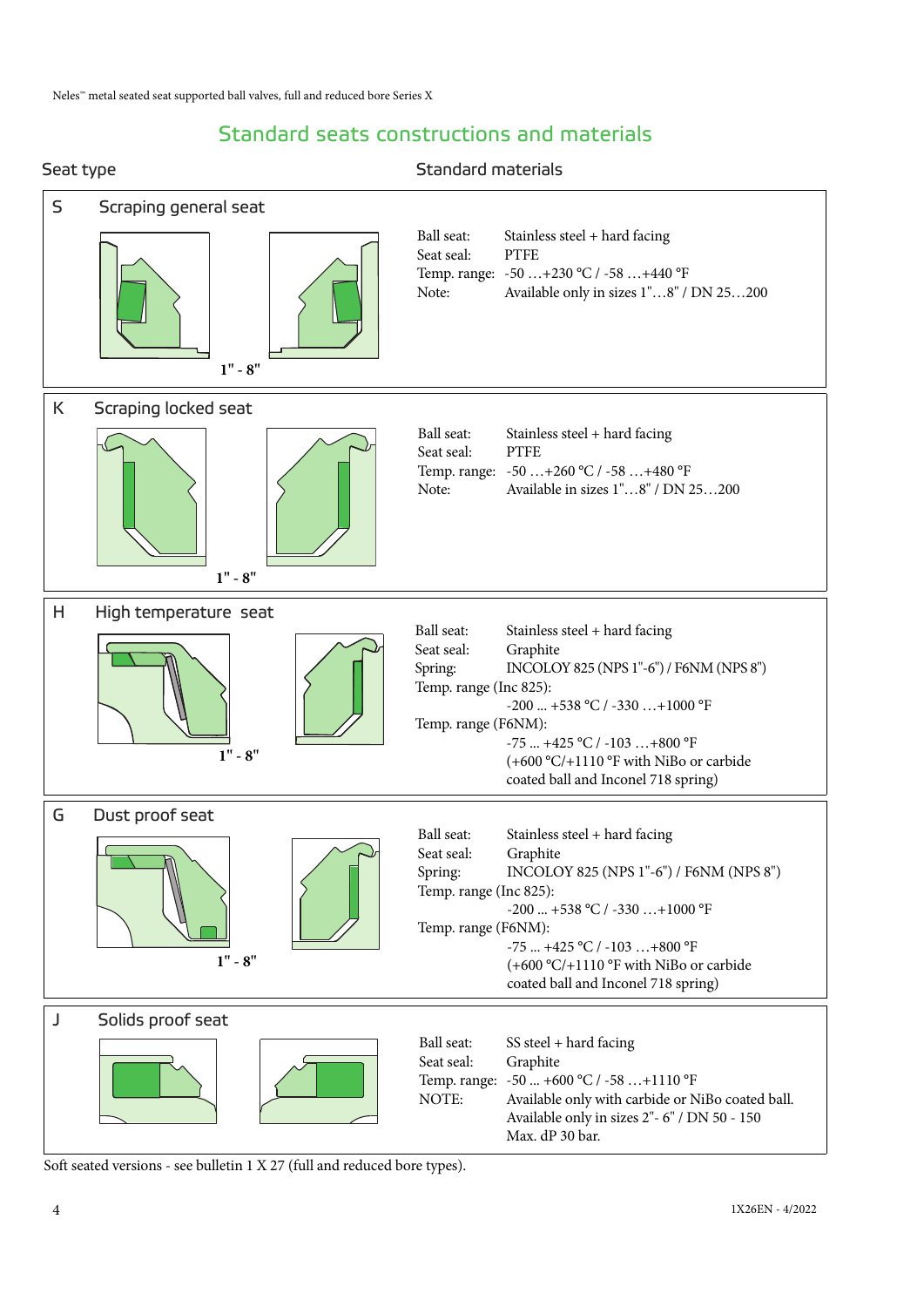## Standard seats constructions and materials

| Seat type | Standard materials |
|---|---|
| **S** Scraping general seat<br>1" - 8" | Ball seat: Stainless steel + hard facing<br>Seat seal: PTFE<br>Temp. range: -50 …+230 °C / -58 …+440 °F<br>Note: Available only in sizes 1"…8" / DN 25…200 |
| **K** Scraping locked seat<br>1" - 8" | Ball seat: Stainless steel + hard facing<br>Seat seal: PTFE<br>Temp. range: -50 …+260 °C / -58 …+480 °F<br>Note: Available in sizes 1"…8" / DN 25…200 |
| **H** High temperature seat<br>1" - 8" | Ball seat: Stainless steel + hard facing<br>Seat seal: Graphite<br>Spring: INCOLOY 825 (NPS 1"-6") / F6NM (NPS 8")<br>Temp. range (Inc 825): -200 ... +538 °C / -330 …+1000 °F<br>Temp. range (F6NM): -75 ... +425 °C / -103 …+800 °F (+600 °C/+1110 °F with NiBo or carbide coated ball and Inconel 718 spring) |
| **G** Dust proof seat<br>1" - 8" | Ball seat: Stainless steel + hard facing<br>Seat seal: Graphite<br>Spring: INCOLOY 825 (NPS 1"-6") / F6NM (NPS 8")<br>Temp. range (Inc 825): -200 ... +538 °C / -330 …+1000 °F<br>Temp. range (F6NM): -75 ... +425 °C / -103 …+800 °F (+600 °C/+1110 °F with NiBo or carbide coated ball and Inconel 718 spring) |
| **J** Solids proof seat | Ball seat: SS steel + hard facing<br>Seat seal: Graphite<br>Temp. range: -50 ... +600 °C / -58 …+1110 °F<br>NOTE: Available only with carbide or NiBo coated ball. Available only in sizes 2"- 6" / DN 50 - 150 Max. dP 30 bar. |

Soft seated versions - see bulletin 1 X 27 (full and reduced bore types).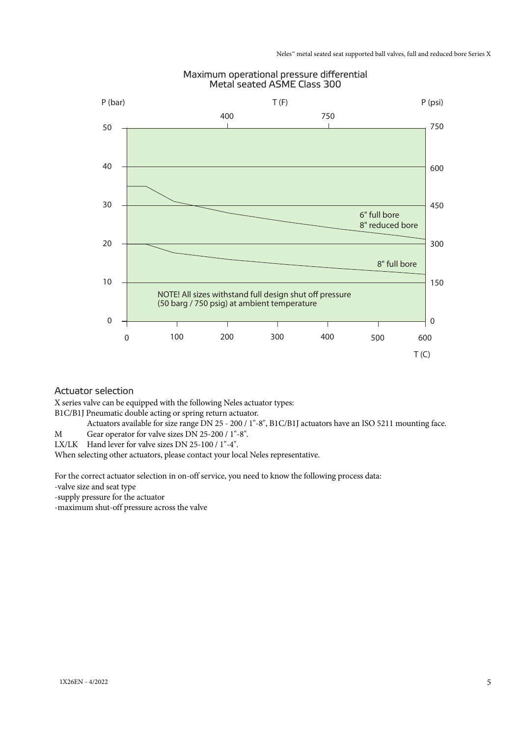## Maximum operational pressure differential
### Metal seated ASME Class 300

P (bar) | T (F) | P (psi)

400 | 750

50 | 750

40 | 600

30 | 450

20 | 300

10 | 150

0 | 0

0 | 100 | 200 | 300 | 400 | 500 | 600

T (C)

6" full bore
8" reduced bore

8" full bore

NOTE! All sizes withstand full design shut off pressure (50 barg / 750 psig) at ambient temperature

## Actuator selection

X series valve can be equipped with the following Neles actuator types:

B1C/B1J Pneumatic double acting or spring return actuator.
Actuators available for size range DN 25 - 200 / 1"-8", B1C/B1J actuators have an ISO 5211 mounting face.

M Gear operator for valve sizes DN 25-200 / 1"-8".

LX/LK Hand lever for valve sizes DN 25-100 / 1"-4".

When selecting other actuators, please contact your local Neles representative.

For the correct actuator selection in on-off service, you need to know the following process data:

-valve size and seat type

-supply pressure for the actuator

-maximum shut-off pressure across the valve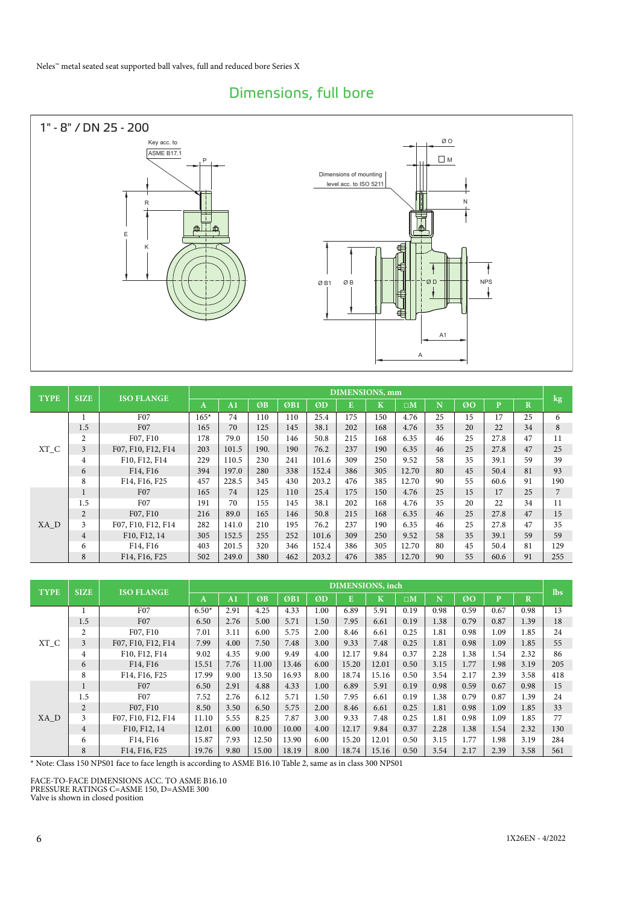## Dimensions, full bore

1" - 8" / DN 25 - 200

| TYPE | SIZE | ISO FLANGE | DIMENSIONS, mm | | | | | | | | | | | | kg |
|---|---|---|---|---|---|---|---|---|---|---|---|---|---|---|---|
| | | | A | A1 | ØB | ØB1 | ØD | E | K | □M | N | ØO | P | R | |
| XT_C | 1 | F07 | 165* | 74 | 110 | 110 | 25.4 | 175 | 150 | 4.76 | 25 | 15 | 17 | 25 | 6 |
| | 1.5 | F07 | 165 | 70 | 125 | 145 | 38.1 | 202 | 168 | 4.76 | 35 | 20 | 22 | 34 | 8 |
| | 2 | F07, F10 | 178 | 79.0 | 150 | 146 | 50.8 | 215 | 168 | 6.35 | 46 | 25 | 27.8 | 47 | 11 |
| | 3 | F07, F10, F12, F14 | 203 | 101.5 | 190. | 190 | 76.2 | 237 | 190 | 6.35 | 46 | 25 | 27.8 | 47 | 25 |
| | 4 | F10, F12, F14 | 229 | 110.5 | 230 | 241 | 101.6 | 309 | 250 | 9.52 | 58 | 35 | 39.1 | 59 | 39 |
| | 6 | F14, F16 | 394 | 197.0 | 280 | 338 | 152.4 | 386 | 305 | 12.70 | 80 | 45 | 50.4 | 81 | 93 |
| | 8 | F14, F16, F25 | 457 | 228.5 | 345 | 430 | 203.2 | 476 | 385 | 12.70 | 90 | 55 | 60.6 | 91 | 190 |
| XA_D | 1 | F07 | 165 | 74 | 125 | 110 | 25.4 | 175 | 150 | 4.76 | 25 | 15 | 17 | 25 | 7 |
| | 1.5 | F07 | 191 | 70 | 155 | 145 | 38.1 | 202 | 168 | 4.76 | 35 | 20 | 22 | 34 | 11 |
| | 2 | F07, F10 | 216 | 89.0 | 165 | 146 | 50.8 | 215 | 168 | 6.35 | 46 | 25 | 27.8 | 47 | 15 |
| | 3 | F07, F10, F12, F14 | 282 | 141.0 | 210 | 195 | 76.2 | 237 | 190 | 6.35 | 46 | 25 | 27.8 | 47 | 35 |
| | 4 | F10, F12, 14 | 305 | 152.5 | 255 | 252 | 101.6 | 309 | 250 | 9.52 | 58 | 35 | 39.1 | 59 | 59 |
| | 6 | F14, F16 | 403 | 201.5 | 320 | 346 | 152.4 | 386 | 305 | 12.70 | 80 | 45 | 50.4 | 81 | 129 |
| | 8 | F14, F16, F25 | 502 | 249.0 | 380 | 462 | 203.2 | 476 | 385 | 12.70 | 90 | 55 | 60.6 | 91 | 255 |

| TYPE | SIZE | ISO FLANGE | DIMENSIONS, inch | | | | | | | | | | | | lbs |
|---|---|---|---|---|---|---|---|---|---|---|---|---|---|---|---|
| | | | A | A1 | ØB | ØB1 | ØD | E | K | □M | N | ØO | P | R | |
| XT_C | 1 | F07 | 6.50* | 2.91 | 4.25 | 4.33 | 1.00 | 6.89 | 5.91 | 0.19 | 0.98 | 0.59 | 0.67 | 0.98 | 13 |
| | 1.5 | F07 | 6.50 | 2.76 | 5.00 | 5.71 | 1.50 | 7.95 | 6.61 | 0.19 | 1.38 | 0.79 | 0.87 | 1.39 | 18 |
| | 2 | F07, F10 | 7.01 | 3.11 | 6.00 | 5.75 | 2.00 | 8.46 | 6.61 | 0.25 | 1.81 | 0.98 | 1.09 | 1.85 | 24 |
| | 3 | F07, F10, F12, F14 | 7.99 | 4.00 | 7.50 | 7.48 | 3.00 | 9.33 | 7.48 | 0.25 | 1.81 | 0.98 | 1.09 | 1.85 | 55 |
| | 4 | F10, F12, F14 | 9.02 | 4.35 | 9.00 | 9.49 | 4.00 | 12.17 | 9.84 | 0.37 | 2.28 | 1.38 | 1.54 | 2.32 | 86 |
| | 6 | F14, F16 | 15.51 | 7.76 | 11.00 | 13.46 | 6.00 | 15.20 | 12.01 | 0.50 | 3.15 | 1.77 | 1.98 | 3.19 | 205 |
| | 8 | F14, F16, F25 | 17.99 | 9.00 | 13.50 | 16.93 | 8.00 | 18.74 | 15.16 | 0.50 | 3.54 | 2.17 | 2.39 | 3.58 | 418 |
| XA_D | 1 | F07 | 6.50 | 2.91 | 4.88 | 4.33 | 1.00 | 6.89 | 5.91 | 0.19 | 0.98 | 0.59 | 0.67 | 0.98 | 15 |
| | 1.5 | F07 | 7.52 | 2.76 | 6.12 | 5.71 | 1.50 | 7.95 | 6.61 | 0.19 | 1.38 | 0.79 | 0.87 | 1.39 | 24 |
| | 2 | F07, F10 | 8.50 | 3.50 | 6.50 | 5.75 | 2.00 | 8.46 | 6.61 | 0.25 | 1.81 | 0.98 | 1.09 | 1.85 | 33 |
| | 3 | F07, F10, F12, F14 | 11.10 | 5.55 | 8.25 | 7.87 | 3.00 | 9.33 | 7.48 | 0.25 | 1.81 | 0.98 | 1.09 | 1.85 | 77 |
| | 4 | F10, F12, 14 | 12.01 | 6.00 | 10.00 | 10.00 | 4.00 | 12.17 | 9.84 | 0.37 | 2.28 | 1.38 | 1.54 | 2.32 | 130 |
| | 6 | F14, F16 | 15.87 | 7.93 | 12.50 | 13.90 | 6.00 | 15.20 | 12.01 | 0.50 | 3.15 | 1.77 | 1.98 | 3.19 | 284 |
| | 8 | F14, F16, F25 | 19.76 | 9.80 | 15.00 | 18.19 | 8.00 | 18.74 | 15.16 | 0.50 | 3.54 | 2.17 | 2.39 | 3.58 | 561 |

* Note: Class 150 NPS01 face to face length is according to ASME B16.10 Table 2, same as in class 300 NPS01

FACE-TO-FACE DIMENSIONS ACC. TO ASME B16.10
PRESSURE RATINGS C=ASME 150, D=ASME 300
Valve is shown in closed position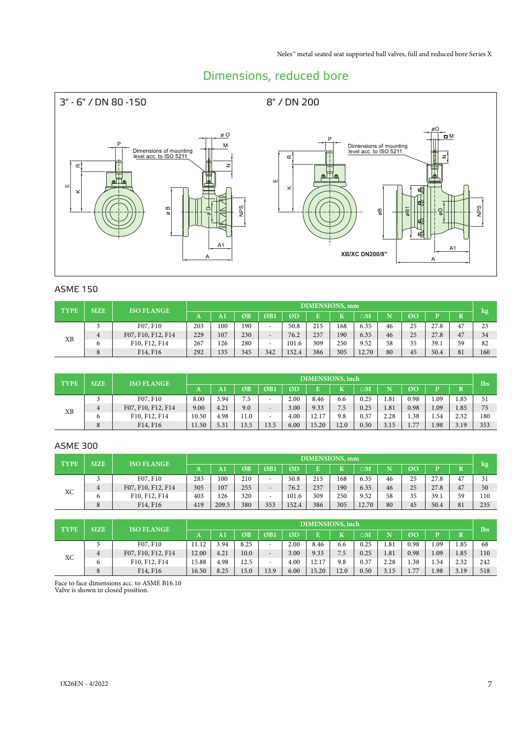# Dimensions, reduced bore

3" - 6" / DN 80 -150

8" / DN 200

Dimensions of mounting level acc. to ISO 5211

XB/XC DN200/8"

## ASME 150

| TYPE | SIZE | ISO FLANGE | DIMENSIONS, mm | | | | | | | | | | | | kg |
|---|---|---|---|---|---|---|---|---|---|---|---|---|---|---|---|
| | | | A | A1 | ØB | ØB1 | ØD | E | K | □M | N | ØO | P | R | |
| XB | 3 | F07, F10 | 203 | 100 | 190 | - | 50.8 | 215 | 168 | 6.35 | 46 | 25 | 27.8 | 47 | 23 |
| | 4 | F07, F10, F12, F14 | 229 | 107 | 230 | - | 76.2 | 237 | 190 | 6.35 | 46 | 25 | 27.8 | 47 | 34 |
| | 6 | F10, F12, F14 | 267 | 126 | 280 | - | 101.6 | 309 | 250 | 9.52 | 58 | 35 | 39.1 | 59 | 82 |
| | 8 | F14, F16 | 292 | 135 | 345 | 342 | 152.4 | 386 | 305 | 12.70 | 80 | 45 | 50.4 | 81 | 160 |

| TYPE | SIZE | ISO FLANGE | DIMENSIONS, inch | | | | | | | | | | | | lbs |
|---|---|---|---|---|---|---|---|---|---|---|---|---|---|---|---|
| | | | A | A1 | ØB | ØB1 | ØD | E | K | □M | N | ØO | P | R | |
| XB | 3 | F07, F10 | 8.00 | 3.94 | 7.5 | - | 2.00 | 8.46 | 6.6 | 0.25 | 1.81 | 0.98 | 1.09 | 1.85 | 51 |
| | 4 | F07, F10, F12, F14 | 9.00 | 4.21 | 9.0 | - | 3.00 | 9.33 | 7.5 | 0.25 | 1.81 | 0.98 | 1.09 | 1.85 | 75 |
| | 6 | F10, F12, F14 | 10.50 | 4.98 | 11.0 | - | 4.00 | 12.17 | 9.8 | 0.37 | 2.28 | 1.38 | 1.54 | 2.32 | 180 |
| | 8 | F14, F16 | 11.50 | 5.31 | 13.5 | 13.5 | 6.00 | 15.20 | 12.0 | 0.50 | 3.15 | 1.77 | 1.98 | 3.19 | 353 |

## ASME 300

| TYPE | SIZE | ISO FLANGE | DIMENSIONS, mm | | | | | | | | | | | | kg |
|---|---|---|---|---|---|---|---|---|---|---|---|---|---|---|---|
| | | | A | A1 | ØB | ØB1 | ØD | E | K | □M | N | ØO | P | R | |
| XC | 3 | F07, F10 | 283 | 100 | 210 | - | 50.8 | 215 | 168 | 6.35 | 46 | 25 | 27.8 | 47 | 31 |
| | 4 | F07, F10, F12, F14 | 305 | 107 | 255 | - | 76.2 | 237 | 190 | 6.35 | 46 | 25 | 27.8 | 47 | 50 |
| | 6 | F10, F12, F14 | 403 | 126 | 320 | - | 101.6 | 309 | 250 | 9.52 | 58 | 35 | 39.1 | 59 | 110 |
| | 8 | F14, F16 | 419 | 209.5 | 380 | 353 | 152.4 | 386 | 305 | 12.70 | 80 | 45 | 50.4 | 81 | 235 |

| TYPE | SIZE | ISO FLANGE | DIMENSIONS, inch | | | | | | | | | | | | lbs |
|---|---|---|---|---|---|---|---|---|---|---|---|---|---|---|---|
| | | | A | A1 | ØB | ØB1 | ØD | E | K | □M | N | ØO | P | R | |
| XC | 3 | F07, F10 | 11.12 | 3.94 | 8.25 | - | 2.00 | 8.46 | 6.6 | 0.25 | 1.81 | 0.98 | 1.09 | 1.85 | 68 |
| | 4 | F07, F10, F12, F14 | 12.00 | 4.21 | 10.0 | - | 3.00 | 9.33 | 7.5 | 0.25 | 1.81 | 0.98 | 1.09 | 1.85 | 110 |
| | 6 | F10, F12, F14 | 15.88 | 4.98 | 12.5 | - | 4.00 | 12.17 | 9.8 | 0.37 | 2.28 | 1.38 | 1.54 | 2.32 | 242 |
| | 8 | F14, F16 | 16.50 | 8.25 | 15.0 | 13.9 | 6.00 | 15.20 | 12.0 | 0.50 | 3.15 | 1.77 | 1.98 | 3.19 | 518 |

Face to face dimensions acc. to ASME B16.10
Valve is shown in closed position.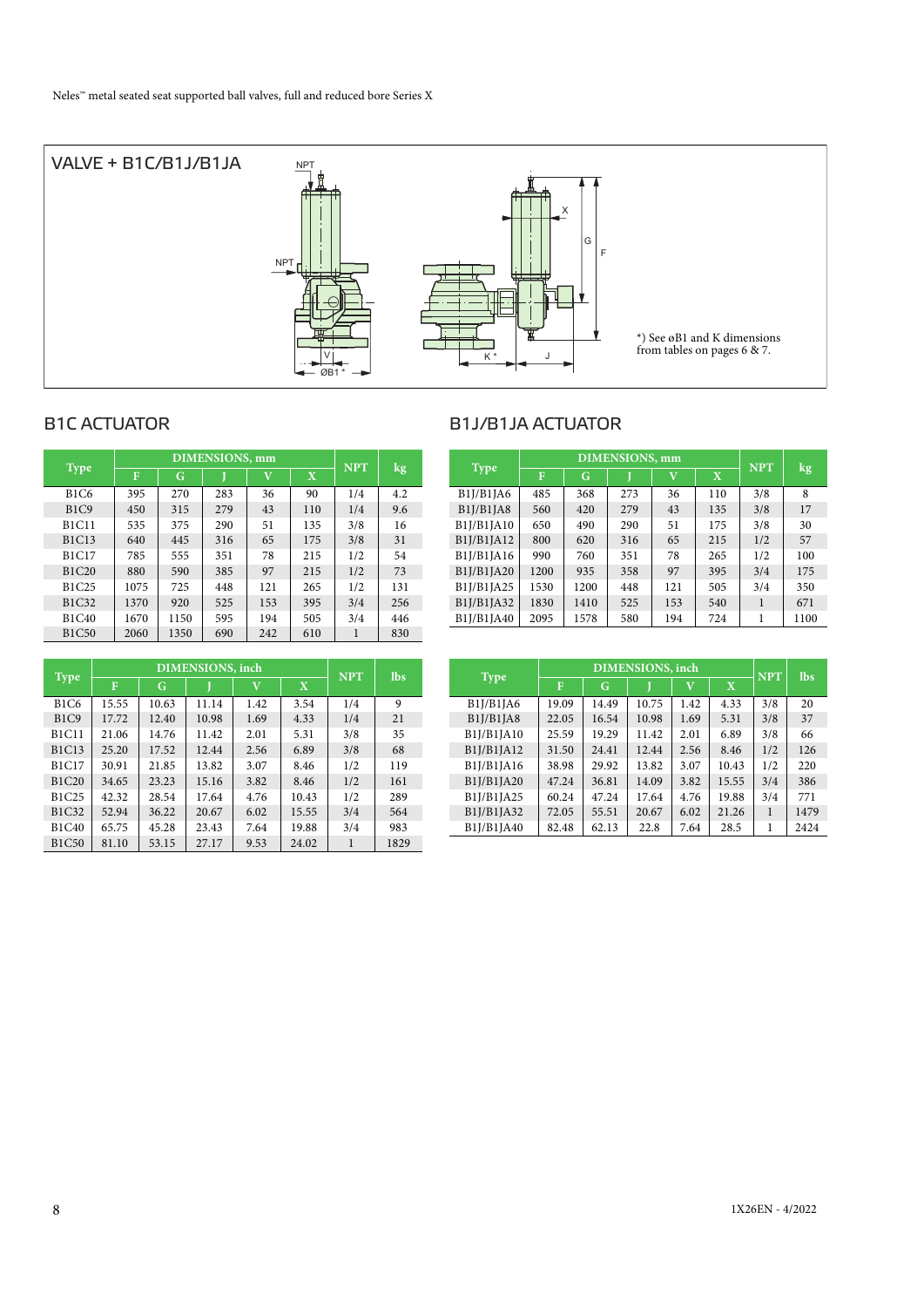## VALVE + B1C/B1J/B1JA

*) See øB1 and K dimensions from tables on pages 6 & 7.

## B1C ACTUATOR

| Type | DIMENSIONS, mm | | | | | NPT | kg |
|---|---|---|---|---|---|---|---|
| | F | G | J | V | X | | |
| B1C6 | 395 | 270 | 283 | 36 | 90 | 1/4 | 4.2 |
| B1C9 | 450 | 315 | 279 | 43 | 110 | 1/4 | 9.6 |
| B1C11 | 535 | 375 | 290 | 51 | 135 | 3/8 | 16 |
| B1C13 | 640 | 445 | 316 | 65 | 175 | 3/8 | 31 |
| B1C17 | 785 | 555 | 351 | 78 | 215 | 1/2 | 54 |
| B1C20 | 880 | 590 | 385 | 97 | 215 | 1/2 | 73 |
| B1C25 | 1075 | 725 | 448 | 121 | 265 | 1/2 | 131 |
| B1C32 | 1370 | 920 | 525 | 153 | 395 | 3/4 | 256 |
| B1C40 | 1670 | 1150 | 595 | 194 | 505 | 3/4 | 446 |
| B1C50 | 2060 | 1350 | 690 | 242 | 610 | 1 | 830 |

| Type | DIMENSIONS, inch | | | | | NPT | lbs |
|---|---|---|---|---|---|---|---|
| | F | G | J | V | X | | |
| B1C6 | 15.55 | 10.63 | 11.14 | 1.42 | 3.54 | 1/4 | 9 |
| B1C9 | 17.72 | 12.40 | 10.98 | 1.69 | 4.33 | 1/4 | 21 |
| B1C11 | 21.06 | 14.76 | 11.42 | 2.01 | 5.31 | 3/8 | 35 |
| B1C13 | 25.20 | 17.52 | 12.44 | 2.56 | 6.89 | 3/8 | 68 |
| B1C17 | 30.91 | 21.85 | 13.82 | 3.07 | 8.46 | 1/2 | 119 |
| B1C20 | 34.65 | 23.23 | 15.16 | 3.82 | 8.46 | 1/2 | 161 |
| B1C25 | 42.32 | 28.54 | 17.64 | 4.76 | 10.43 | 1/2 | 289 |
| B1C32 | 52.94 | 36.22 | 20.67 | 6.02 | 15.55 | 3/4 | 564 |
| B1C40 | 65.75 | 45.28 | 23.43 | 7.64 | 19.88 | 3/4 | 983 |
| B1C50 | 81.10 | 53.15 | 27.17 | 9.53 | 24.02 | 1 | 1829 |

## B1J/B1JA ACTUATOR

| Type | DIMENSIONS, mm | | | | | NPT | kg |
|---|---|---|---|---|---|---|---|
| | F | G | J | V | X | | |
| B1J/B1JA6 | 485 | 368 | 273 | 36 | 110 | 3/8 | 8 |
| B1J/B1JA8 | 560 | 420 | 279 | 43 | 135 | 3/8 | 17 |
| B1J/B1JA10 | 650 | 490 | 290 | 51 | 175 | 3/8 | 30 |
| B1J/B1JA12 | 800 | 620 | 316 | 65 | 215 | 1/2 | 57 |
| B1J/B1JA16 | 990 | 760 | 351 | 78 | 265 | 1/2 | 100 |
| B1J/B1JA20 | 1200 | 935 | 358 | 97 | 395 | 3/4 | 175 |
| B1J/B1JA25 | 1530 | 1200 | 448 | 121 | 505 | 3/4 | 350 |
| B1J/B1JA32 | 1830 | 1410 | 525 | 153 | 540 | 1 | 671 |
| B1J/B1JA40 | 2095 | 1578 | 580 | 194 | 724 | 1 | 1100 |

| Type | DIMENSIONS, inch | | | | | NPT | lbs |
|---|---|---|---|---|---|---|---|
| | F | G | J | V | X | | |
| B1J/B1JA6 | 19.09 | 14.49 | 10.75 | 1.42 | 4.33 | 3/8 | 20 |
| B1J/B1JA8 | 22.05 | 16.54 | 10.98 | 1.69 | 5.31 | 3/8 | 37 |
| B1J/B1JA10 | 25.59 | 19.29 | 11.42 | 2.01 | 6.89 | 3/8 | 66 |
| B1J/B1JA12 | 31.50 | 24.41 | 12.44 | 2.56 | 8.46 | 1/2 | 126 |
| B1J/B1JA16 | 38.98 | 29.92 | 13.82 | 3.07 | 10.43 | 1/2 | 220 |
| B1J/B1JA20 | 47.24 | 36.81 | 14.09 | 3.82 | 15.55 | 3/4 | 386 |
| B1J/B1JA25 | 60.24 | 47.24 | 17.64 | 4.76 | 19.88 | 3/4 | 771 |
| B1J/B1JA32 | 72.05 | 55.51 | 20.67 | 6.02 | 21.26 | 1 | 1479 |
| B1J/B1JA40 | 82.48 | 62.13 | 22.8 | 7.64 | 28.5 | 1 | 2424 |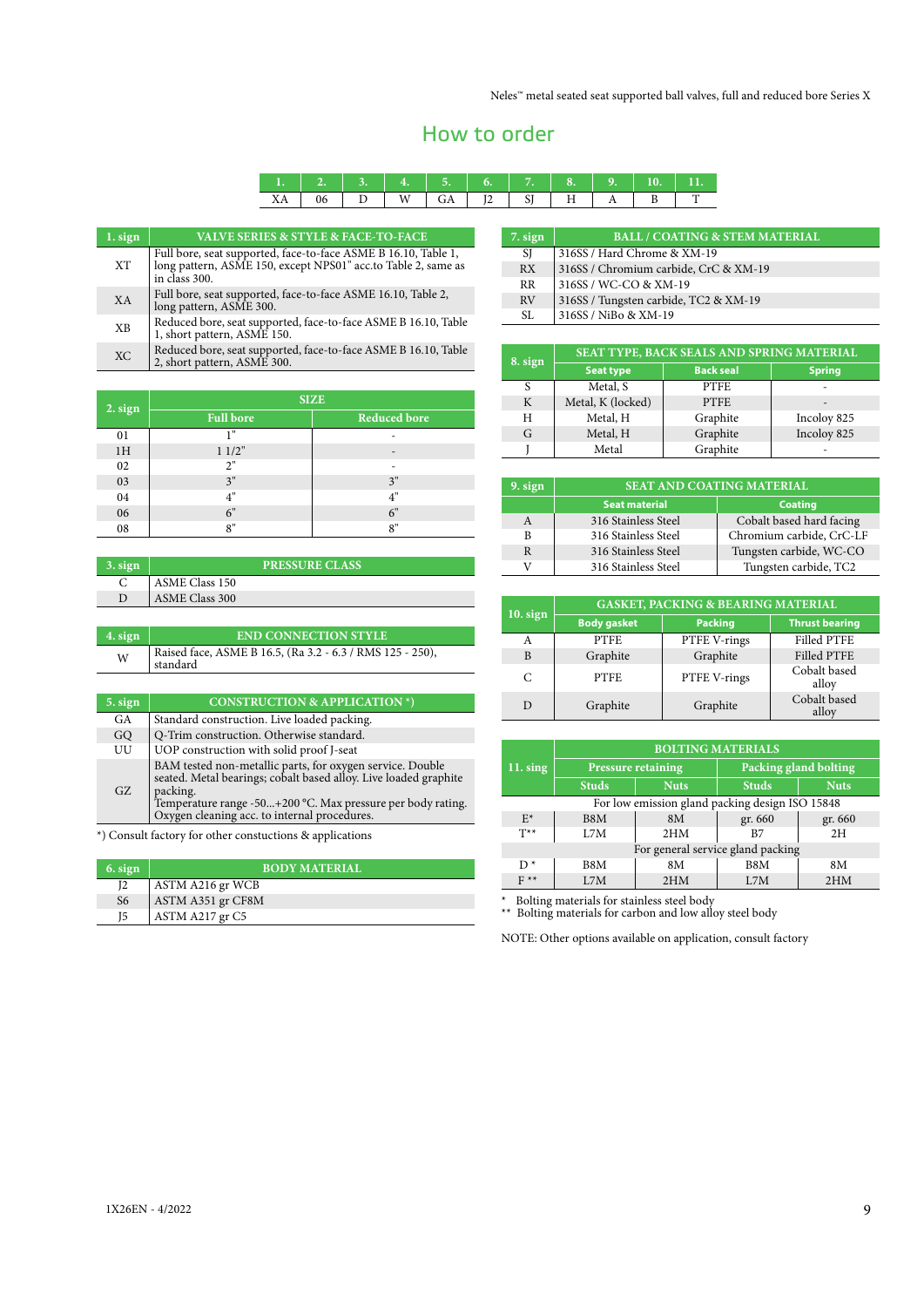# How to order

| 1. | 2. | 3. | 4. | 5. | 6. | 7. | 8. | 9. | 10. | 11. |
|---|---|---|---|---|---|---|---|---|---|---|
| XA | 06 | D | W | GA | J2 | SJ | H | A | B | T |

| 1. sign | VALVE SERIES & STYLE & FACE-TO-FACE |
|---|---|
| XT | Full bore, seat supported, face-to-face ASME B 16.10, Table 1, long pattern, ASME 150, except NPS01" acc.to Table 2, same as in class 300. |
| XA | Full bore, seat supported, face-to-face ASME 16.10, Table 2, long pattern, ASME 300. |
| XB | Reduced bore, seat supported, face-to-face ASME B 16.10, Table 1, short pattern, ASME 150. |
| XC | Reduced bore, seat supported, face-to-face ASME B 16.10, Table 2, short pattern, ASME 300. |

| 2. sign | SIZE | |
|---|---|---|
| | Full bore | Reduced bore |
| 01 | 1" | - |
| 1H | 1 1/2" | - |
| 02 | 2" | - |
| 03 | 3" | 3" |
| 04 | 4" | 4" |
| 06 | 6" | 6" |
| 08 | 8" | 8" |

| 3. sign | PRESSURE CLASS |
|---|---|
| C | ASME Class 150 |
| D | ASME Class 300 |

| 4. sign | END CONNECTION STYLE |
|---|---|
| W | Raised face, ASME B 16.5, (Ra 3.2 - 6.3 / RMS 125 - 250), standard |

| 5. sign | CONSTRUCTION & APPLICATION *) |
|---|---|
| GA | Standard construction. Live loaded packing. |
| GQ | Q-Trim construction. Otherwise standard. |
| UU | UOP construction with solid proof J-seat |
| GZ | BAM tested non-metallic parts, for oxygen service. Double seated. Metal bearings; cobalt based alloy. Live loaded graphite packing. Temperature range -50...+200 °C. Max pressure per body rating. Oxygen cleaning acc. to internal procedures. |

*) Consult factory for other constuctions & applications

| 6. sign | BODY MATERIAL |
|---|---|
| J2 | ASTM A216 gr WCB |
| S6 | ASTM A351 gr CF8M |
| J5 | ASTM A217 gr C5 |

| 7. sign | BALL / COATING & STEM MATERIAL |
|---|---|
| SJ | 316SS / Hard Chrome & XM-19 |
| RX | 316SS / Chromium carbide, CrC & XM-19 |
| RR | 316SS / WC-CO & XM-19 |
| RV | 316SS / Tungsten carbide, TC2 & XM-19 |
| SL | 316SS / NiBo & XM-19 |

| 8. sign | SEAT TYPE, BACK SEALS AND SPRING MATERIAL | | |
|---|---|---|---|
| | Seat type | Back seal | Spring |
| S | Metal, S | PTFE | - |
| K | Metal, K (locked) | PTFE | - |
| H | Metal, H | Graphite | Incoloy 825 |
| G | Metal, H | Graphite | Incoloy 825 |
| J | Metal | Graphite | - |

| 9. sign | SEAT AND COATING MATERIAL | |
|---|---|---|
| | Seat material | Coating |
| A | 316 Stainless Steel | Cobalt based hard facing |
| B | 316 Stainless Steel | Chromium carbide, CrC-LF |
| R | 316 Stainless Steel | Tungsten carbide, WC-CO |
| V | 316 Stainless Steel | Tungsten carbide, TC2 |

| 10. sign | GASKET, PACKING & BEARING MATERIAL | | |
|---|---|---|---|
| | Body gasket | Packing | Thrust bearing |
| A | PTFE | PTFE V-rings | Filled PTFE |
| B | Graphite | Graphite | Filled PTFE |
| C | PTFE | PTFE V-rings | Cobalt based alloy |
| D | Graphite | Graphite | Cobalt based alloy |

| 11. sing | BOLTING MATERIALS | | | |
|---|---|---|---|---|
| | Pressure retaining | | Packing gland bolting | |
| | Studs | Nuts | Studs | Nuts |
| | For low emission gland packing design ISO 15848 | | | |
| E* | B8M | 8M | gr. 660 | gr. 660 |
| T** | L7M | 2HM | B7 | 2H |
| | For general service gland packing | | | |
| D * | B8M | 8M | B8M | 8M |
| F ** | L7M | 2HM | L7M | 2HM |

\* Bolting materials for stainless steel body
\** Bolting materials for carbon and low alloy steel body

NOTE: Other options available on application, consult factory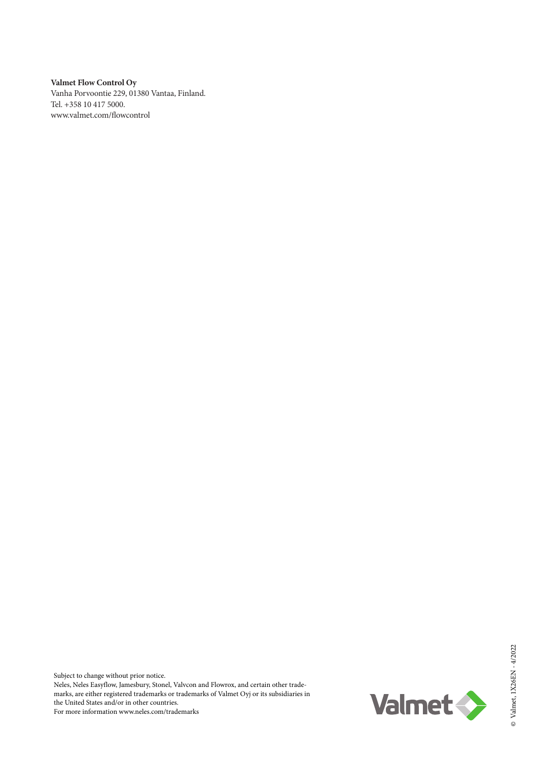**Valmet Flow Control Oy**
Vanha Porvoontie 229, 01380 Vantaa, Finland.
Tel. +358 10 417 5000.
www.valmet.com/flowcontrol

Subject to change without prior notice.
Neles, Neles Easyflow, Jamesbury, Stonel, Valvcon and Flowrox, and certain other trademarks, are either registered trademarks or trademarks of Valmet Oyj or its subsidiaries in the United States and/or in other countries.
For more information www.neles.com/trademarks

© Valmet, 1X26EN - 4/2022